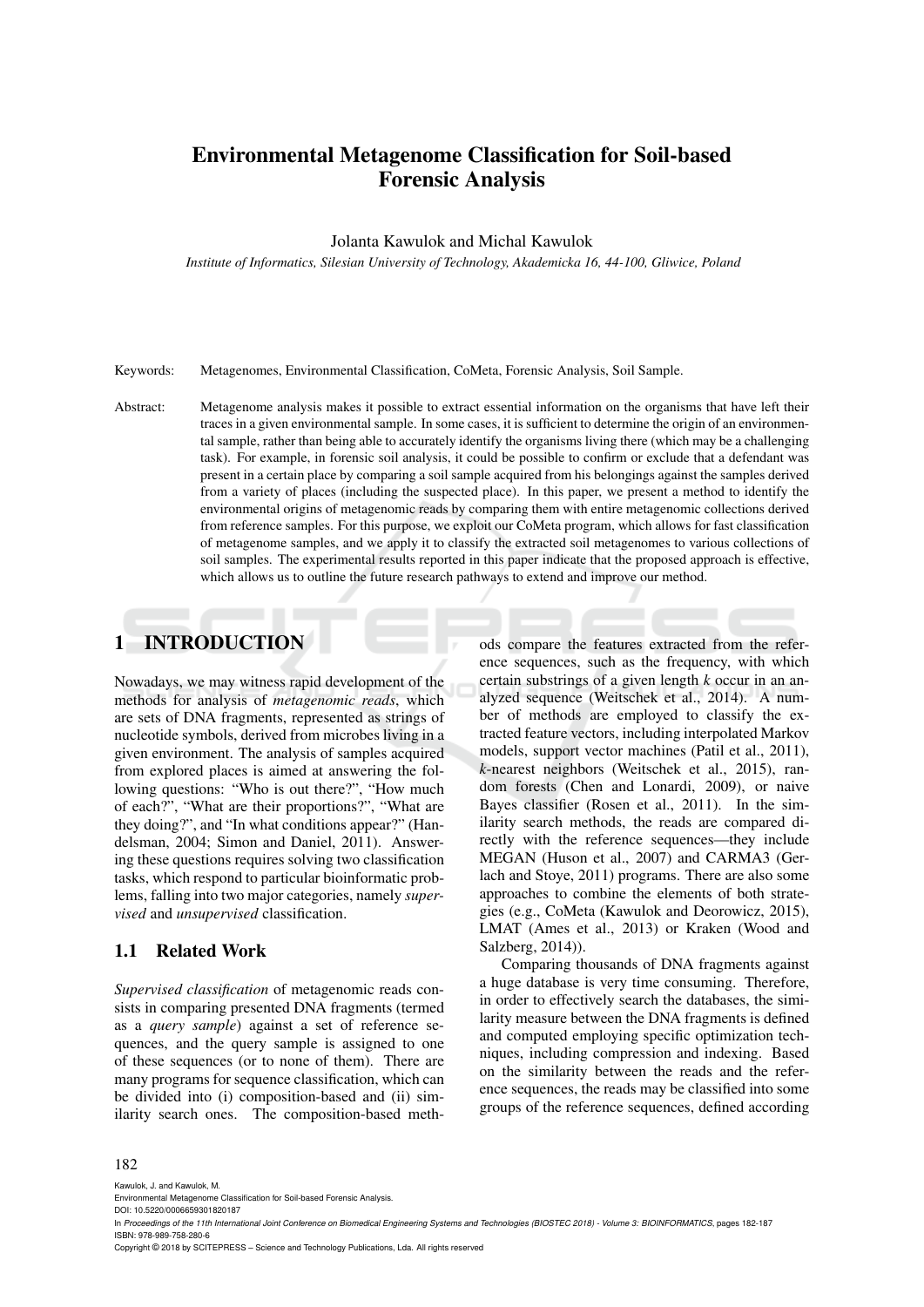# Environmental Metagenome Classification for Soil-based Forensic Analysis

Jolanta Kawulok and Michal Kawulok

*Institute of Informatics, Silesian University of Technology, Akademicka 16, 44-100, Gliwice, Poland*

Keywords: Metagenomes, Environmental Classification, CoMeta, Forensic Analysis, Soil Sample.

Abstract: Metagenome analysis makes it possible to extract essential information on the organisms that have left their traces in a given environmental sample. In some cases, it is sufficient to determine the origin of an environmental sample, rather than being able to accurately identify the organisms living there (which may be a challenging task). For example, in forensic soil analysis, it could be possible to confirm or exclude that a defendant was present in a certain place by comparing a soil sample acquired from his belongings against the samples derived from a variety of places (including the suspected place). In this paper, we present a method to identify the environmental origins of metagenomic reads by comparing them with entire metagenomic collections derived from reference samples. For this purpose, we exploit our CoMeta program, which allows for fast classification of metagenome samples, and we apply it to classify the extracted soil metagenomes to various collections of soil samples. The experimental results reported in this paper indicate that the proposed approach is effective, which allows us to outline the future research pathways to extend and improve our method.

## 1 INTRODUCTION

Nowadays, we may witness rapid development of the methods for analysis of *metagenomic reads*, which are sets of DNA fragments, represented as strings of nucleotide symbols, derived from microbes living in a given environment. The analysis of samples acquired from explored places is aimed at answering the following questions: "Who is out there?", "How much of each?", "What are their proportions?", "What are they doing?", and "In what conditions appear?" (Handelsman, 2004; Simon and Daniel, 2011). Answering these questions requires solving two classification tasks, which respond to particular bioinformatic problems, falling into two major categories, namely *supervised* and *unsupervised* classification.

### 1.1 Related Work

*Supervised classification* of metagenomic reads consists in comparing presented DNA fragments (termed as a *query sample*) against a set of reference sequences, and the query sample is assigned to one of these sequences (or to none of them). There are many programs for sequence classification, which can be divided into (i) composition-based and (ii) similarity search ones. The composition-based methods compare the features extracted from the reference sequences, such as the frequency, with which certain substrings of a given length $k$ occur in an analyzed sequence (Weitschek et al., 2014). A number of methods are employed to classify the extracted feature vectors, including interpolated Markov models, support vector machines (Patil et al., 2011), $k$-nearest neighbors (Weitschek et al., 2015), random forests (Chen and Lonardi, 2009), or naive Bayes classifier (Rosen et al., 2011). In the similarity search methods, the reads are compared directly with the reference sequences—they include MEGAN (Huson et al., 2007) and CARMA3 (Gerlach and Stoye, 2011) programs. There are also some approaches to combine the elements of both strategies (e.g., CoMeta (Kawulok and Deorowicz, 2015), LMAT (Ames et al., 2013) or Kraken (Wood and Salzberg, 2014)).

Comparing thousands of DNA fragments against a huge database is very time consuming. Therefore, in order to effectively search the databases, the similarity measure between the DNA fragments is defined and computed employing specific optimization techniques, including compression and indexing. Based on the similarity between the reads and the reference sequences, the reads may be classified into some groups of the reference sequences, defined according

Kawulok, J. and Kawulok, M.
Environmental Metagenome Classification for Soil-based Forensic Analysis.
DOI: 10.5220/0006659301820187
In *Proceedings of the 11th International Joint Conference on Biomedical Engineering Systems and Technologies (BIOSTEC 2018) - Volume 3: BIOINFORMATICS*, pages 182-187
ISBN: 978-989-758-280-6
Copyright © 2018 by SCITEPRESS – Science and Technology Publications, Lda. All rights reserved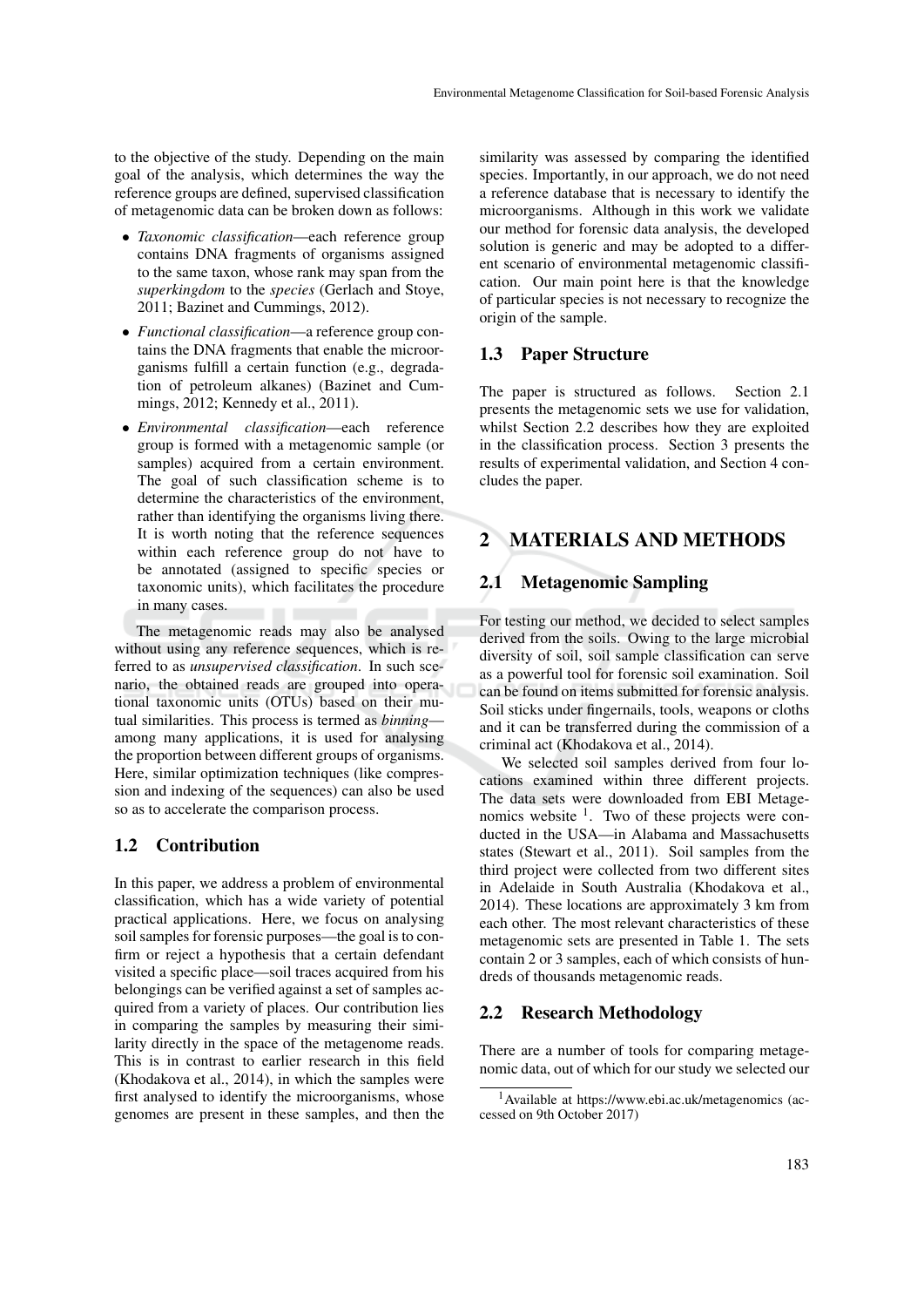to the objective of the study. Depending on the main goal of the analysis, which determines the way the reference groups are defined, supervised classification of metagenomic data can be broken down as follows:

- *Taxonomic classification*—each reference group contains DNA fragments of organisms assigned to the same taxon, whose rank may span from the *superkingdom* to the *species* (Gerlach and Stoye, 2011; Bazinet and Cummings, 2012).
- *Functional classification*—a reference group contains the DNA fragments that enable the microorganisms fulfill a certain function (e.g., degradation of petroleum alkanes) (Bazinet and Cummings, 2012; Kennedy et al., 2011).
- *Environmental classification*—each reference group is formed with a metagenomic sample (or samples) acquired from a certain environment. The goal of such classification scheme is to determine the characteristics of the environment, rather than identifying the organisms living there. It is worth noting that the reference sequences within each reference group do not have to be annotated (assigned to specific species or taxonomic units), which facilitates the procedure in many cases.

The metagenomic reads may also be analysed without using any reference sequences, which is referred to as *unsupervised classification*. In such scenario, the obtained reads are grouped into operational taxonomic units (OTUs) based on their mutual similarities. This process is termed as *binning*—among many applications, it is used for analysing the proportion between different groups of organisms. Here, similar optimization techniques (like compression and indexing of the sequences) can also be used so as to accelerate the comparison process.

### 1.2 Contribution

In this paper, we address a problem of environmental classification, which has a wide variety of potential practical applications. Here, we focus on analysing soil samples for forensic purposes—the goal is to confirm or reject a hypothesis that a certain defendant visited a specific place—soil traces acquired from his belongings can be verified against a set of samples acquired from a variety of places. Our contribution lies in comparing the samples by measuring their similarity directly in the space of the metagenome reads. This is in contrast to earlier research in this field (Khodakova et al., 2014), in which the samples were first analysed to identify the microorganisms, whose genomes are present in these samples, and then the similarity was assessed by comparing the identified species. Importantly, in our approach, we do not need a reference database that is necessary to identify the microorganisms. Although in this work we validate our method for forensic data analysis, the developed solution is generic and may be adopted to a different scenario of environmental metagenomic classification. Our main point here is that the knowledge of particular species is not necessary to recognize the origin of the sample.

### 1.3 Paper Structure

The paper is structured as follows. Section 2.1 presents the metagenomic sets we use for validation, whilst Section 2.2 describes how they are exploited in the classification process. Section 3 presents the results of experimental validation, and Section 4 concludes the paper.

## 2 MATERIALS AND METHODS

### 2.1 Metagenomic Sampling

For testing our method, we decided to select samples derived from the soils. Owing to the large microbial diversity of soil, soil sample classification can serve as a powerful tool for forensic soil examination. Soil can be found on items submitted for forensic analysis. Soil sticks under fingernails, tools, weapons or cloths and it can be transferred during the commission of a criminal act (Khodakova et al., 2014).

We selected soil samples derived from four locations examined within three different projects. The data sets were downloaded from EBI Metagenomics website [1]. Two of these projects were conducted in the USA—in Alabama and Massachusetts states (Stewart et al., 2011). Soil samples from the third project were collected from two different sites in Adelaide in South Australia (Khodakova et al., 2014). These locations are approximately 3 km from each other. The most relevant characteristics of these metagenomic sets are presented in Table 1. The sets contain 2 or 3 samples, each of which consists of hundreds of thousands metagenomic reads.

### 2.2 Research Methodology

There are a number of tools for comparing metagenomic data, out of which for our study we selected our

[1] Available at https://www.ebi.ac.uk/metagenomics (accessed on 9th October 2017)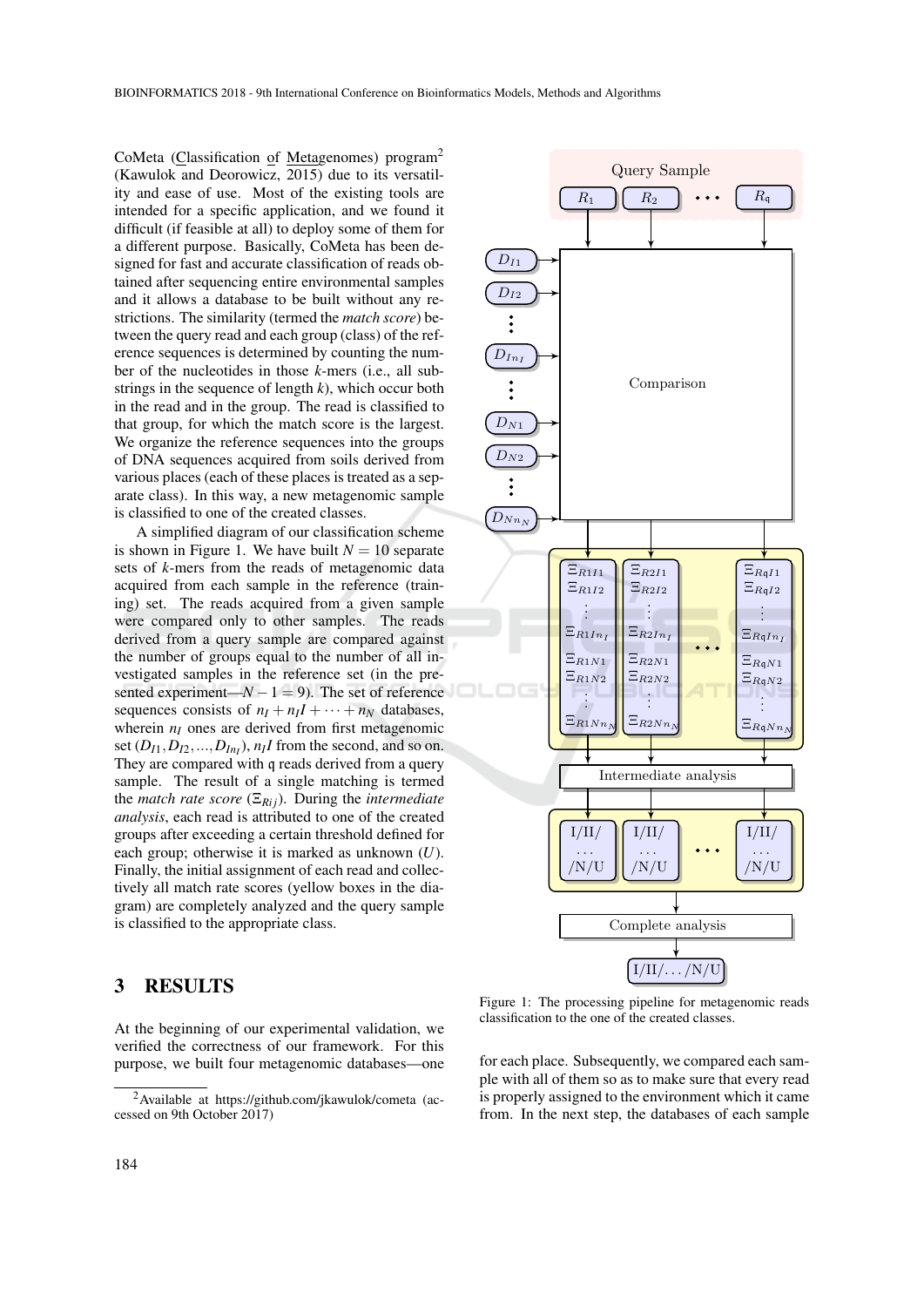CoMeta (Classification of Metagenomes) program[2] (Kawulok and Deorowicz, 2015) due to its versatility and ease of use. Most of the existing tools are intended for a specific application, and we found it difficult (if feasible at all) to deploy some of them for a different purpose. Basically, CoMeta has been designed for fast and accurate classification of reads obtained after sequencing entire environmental samples and it allows a database to be built without any restrictions. The similarity (termed the *match score*) between the query read and each group (class) of the reference sequences is determined by counting the number of the nucleotides in those $k$-mers (i.e., all substrings in the sequence of length $k$), which occur both in the read and in the group. The read is classified to that group, for which the match score is the largest. We organize the reference sequences into the groups of DNA sequences acquired from soils derived from various places (each of these places is treated as a separate class). In this way, a new metagenomic sample is classified to one of the created classes.

A simplified diagram of our classification scheme is shown in Figure 1. We have built $N = 10$ separate sets of $k$-mers from the reads of metagenomic data acquired from each sample in the reference (training) set. The reads acquired from a given sample were compared only to other samples. The reads derived from a query sample are compared against the number of groups equal to the number of all investigated samples in the reference set (in the presented experiment—$N - 1 = 9$). The set of reference sequences consists of $n_I + n_I I + \cdots + n_N$ databases, wherein $n_I$ ones are derived from first metagenomic set ($D_{I1}, D_{I2}, ..., D_{In_I}$), $n_I I$ from the second, and so on. They are compared with $\mathfrak{q}$ reads derived from a query sample. The result of a single matching is termed the *match rate score* ($\Xi_{Rij}$). During the *intermediate analysis*, each read is attributed to one of the created groups after exceeding a certain threshold defined for each group; otherwise it is marked as unknown ($U$). Finally, the initial assignment of each read and collectively all match rate scores (yellow boxes in the diagram) are completely analyzed and the query sample is classified to the appropriate class.

Figure 1: The processing pipeline for metagenomic reads classification to the one of the created classes.

## 3 RESULTS

At the beginning of our experimental validation, we verified the correctness of our framework. For this purpose, we built four metagenomic databases—one for each place. Subsequently, we compared each sample with all of them so as to make sure that every read is properly assigned to the environment which it came from. In the next step, the databases of each sample

[2] Available at https://github.com/jkawulok/cometa (accessed on 9th October 2017)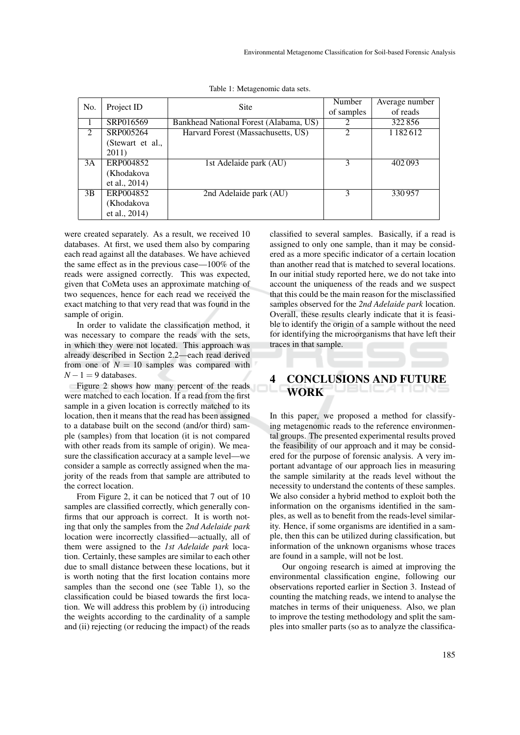Table 1: Metagenomic data sets.

| No. | Project ID | Site | Number of samples | Average number of reads |
|---|---|---|---|---|
| 1 | SRP016569 | Bankhead National Forest (Alabama, US) | 2 | 322 856 |
| 2 | SRP005264 (Stewart et al., 2011) | Harvard Forest (Massachusetts, US) | 2 | 1 182 612 |
| 3A | ERP004852 (Khodakova et al., 2014) | 1st Adelaide park (AU) | 3 | 402 093 |
| 3B | ERP004852 (Khodakova et al., 2014) | 2nd Adelaide park (AU) | 3 | 330 957 |

were created separately. As a result, we received 10 databases. At first, we used them also by comparing each read against all the databases. We have achieved the same effect as in the previous case—100% of the reads were assigned correctly. This was expected, given that CoMeta uses an approximate matching of two sequences, hence for each read we received the exact matching to that very read that was found in the sample of origin.

In order to validate the classification method, it was necessary to compare the reads with the sets, in which they were not located. This approach was already described in Section 2.2—each read derived from one of $N = 10$ samples was compared with $N - 1 = 9$ databases.

Figure 2 shows how many percent of the reads were matched to each location. If a read from the first sample in a given location is correctly matched to its location, then it means that the read has been assigned to a database built on the second (and/or third) sample (samples) from that location (it is not compared with other reads from its sample of origin). We measure the classification accuracy at a sample level—we consider a sample as correctly assigned when the majority of the reads from that sample are attributed to the correct location.

From Figure 2, it can be noticed that 7 out of 10 samples are classified correctly, which generally confirms that our approach is correct. It is worth noting that only the samples from the *2nd Adelaide park* location were incorrectly classified—actually, all of them were assigned to the *1st Adelaide park* location. Certainly, these samples are similar to each other due to small distance between these locations, but it is worth noting that the first location contains more samples than the second one (see Table 1), so the classification could be biased towards the first location. We will address this problem by (i) introducing the weights according to the cardinality of a sample and (ii) rejecting (or reducing the impact) of the reads classified to several samples. Basically, if a read is assigned to only one sample, than it may be considered as a more specific indicator of a certain location than another read that is matched to several locations. In our initial study reported here, we do not take into account the uniqueness of the reads and we suspect that this could be the main reason for the misclassified samples observed for the *2nd Adelaide park* location. Overall, these results clearly indicate that it is feasible to identify the origin of a sample without the need for identifying the microorganisms that have left their traces in that sample.

## 4 CONCLUSIONS AND FUTURE WORK

In this paper, we proposed a method for classifying metagenomic reads to the reference environmental groups. The presented experimental results proved the feasibility of our approach and it may be considered for the purpose of forensic analysis. A very important advantage of our approach lies in measuring the sample similarity at the reads level without the necessity to understand the contents of these samples. We also consider a hybrid method to exploit both the information on the organisms identified in the samples, as well as to benefit from the reads-level similarity. Hence, if some organisms are identified in a sample, then this can be utilized during classification, but information of the unknown organisms whose traces are found in a sample, will not be lost.

Our ongoing research is aimed at improving the environmental classification engine, following our observations reported earlier in Section 3. Instead of counting the matching reads, we intend to analyse the matches in terms of their uniqueness. Also, we plan to improve the testing methodology and split the samples into smaller parts (so as to analyze the classifica-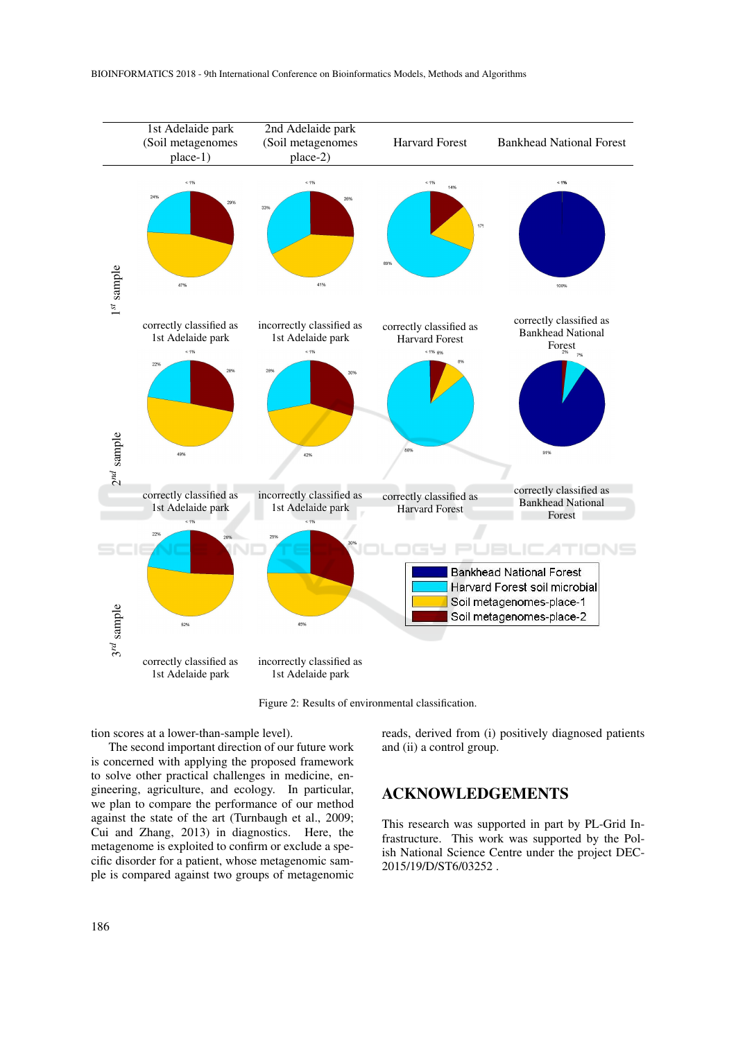Figure 2: Results of environmental classification.

tion scores at a lower-than-sample level).

The second important direction of our future work is concerned with applying the proposed framework to solve other practical challenges in medicine, engineering, agriculture, and ecology. In particular, we plan to compare the performance of our method against the state of the art (Turnbaugh et al., 2009; Cui and Zhang, 2013) in diagnostics. Here, the metagenome is exploited to confirm or exclude a specific disorder for a patient, whose metagenomic sample is compared against two groups of metagenomic reads, derived from (i) positively diagnosed patients and (ii) a control group.

## ACKNOWLEDGEMENTS

This research was supported in part by PL-Grid Infrastructure. This work was supported by the Polish National Science Centre under the project DEC-2015/19/D/ST6/03252 .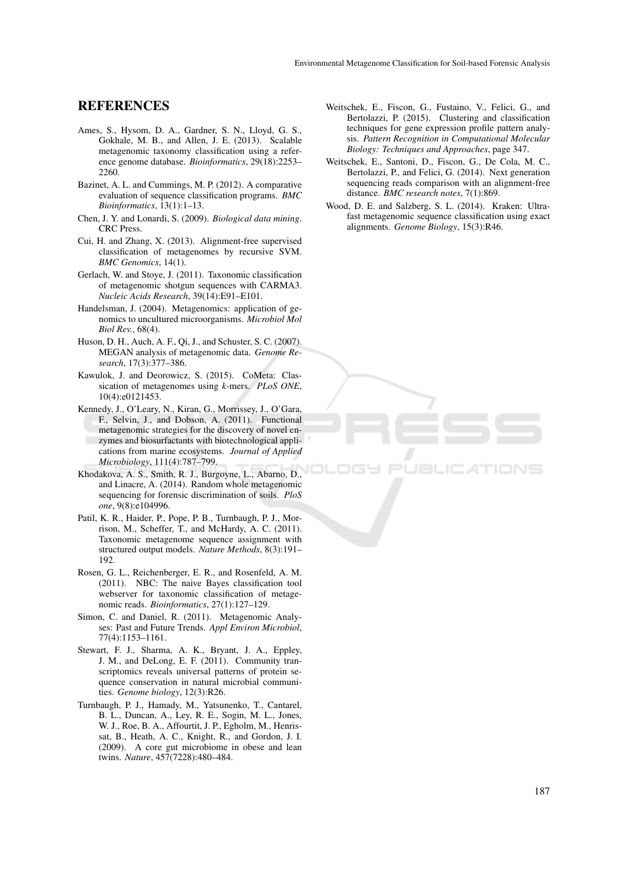## REFERENCES

Ames, S., Hysom, D. A., Gardner, S. N., Lloyd, G. S., Gokhale, M. B., and Allen, J. E. (2013). Scalable metagenomic taxonomy classification using a reference genome database. *Bioinformatics*, 29(18):2253–2260.

Bazinet, A. L. and Cummings, M. P. (2012). A comparative evaluation of sequence classification programs. *BMC Bioinformatics*, 13(1):1–13.

Chen, J. Y. and Lonardi, S. (2009). *Biological data mining*. CRC Press.

Cui, H. and Zhang, X. (2013). Alignment-free supervised classification of metagenomes by recursive SVM. *BMC Genomics*, 14(1).

Gerlach, W. and Stoye, J. (2011). Taxonomic classification of metagenomic shotgun sequences with CARMA3. *Nucleic Acids Research*, 39(14):E91–E101.

Handelsman, J. (2004). Metagenomics: application of genomics to uncultured microorganisms. *Microbiol Mol Biol Rev.*, 68(4).

Huson, D. H., Auch, A. F., Qi, J., and Schuster, S. C. (2007). MEGAN analysis of metagenomic data. *Genome Research*, 17(3):377–386.

Kawulok, J. and Deorowicz, S. (2015). CoMeta: Classication of metagenomes using *k*-mers. *PLoS ONE*, 10(4):e0121453.

Kennedy, J., O'Leary, N., Kiran, G., Morrissey, J., O'Gara, F., Selvin, J., and Dobson, A. (2011). Functional metagenomic strategies for the discovery of novel enzymes and biosurfactants with biotechnological applications from marine ecosystems. *Journal of Applied Microbiology*, 111(4):787–799.

Khodakova, A. S., Smith, R. J., Burgoyne, L., Abarno, D., and Linacre, A. (2014). Random whole metagenomic sequencing for forensic discrimination of soils. *PloS one*, 9(8):e104996.

Patil, K. R., Haider, P., Pope, P. B., Turnbaugh, P. J., Morrison, M., Scheffer, T., and McHardy, A. C. (2011). Taxonomic metagenome sequence assignment with structured output models. *Nature Methods*, 8(3):191–192.

Rosen, G. L., Reichenberger, E. R., and Rosenfeld, A. M. (2011). NBC: The naive Bayes classification tool webserver for taxonomic classification of metagenomic reads. *Bioinformatics*, 27(1):127–129.

Simon, C. and Daniel, R. (2011). Metagenomic Analyses: Past and Future Trends. *Appl Environ Microbiol*, 77(4):1153–1161.

Stewart, F. J., Sharma, A. K., Bryant, J. A., Eppley, J. M., and DeLong, E. F. (2011). Community transcriptomics reveals universal patterns of protein sequence conservation in natural microbial communities. *Genome biology*, 12(3):R26.

Turnbaugh, P. J., Hamady, M., Yatsunenko, T., Cantarel, B. L., Duncan, A., Ley, R. E., Sogin, M. L., Jones, W. J., Roe, B. A., Affourtit, J. P., Egholm, M., Henrissat, B., Heath, A. C., Knight, R., and Gordon, J. I. (2009). A core gut microbiome in obese and lean twins. *Nature*, 457(7228):480–484.

Weitschek, E., Fiscon, G., Fustaino, V., Felici, G., and Bertolazzi, P. (2015). Clustering and classification techniques for gene expression profile pattern analysis. *Pattern Recognition in Computational Molecular Biology: Techniques and Approaches*, page 347.

Weitschek, E., Santoni, D., Fiscon, G., De Cola, M. C., Bertolazzi, P., and Felici, G. (2014). Next generation sequencing reads comparison with an alignment-free distance. *BMC research notes*, 7(1):869.

Wood, D. E. and Salzberg, S. L. (2014). Kraken: Ultrafast metagenomic sequence classification using exact alignments. *Genome Biology*, 15(3):R46.